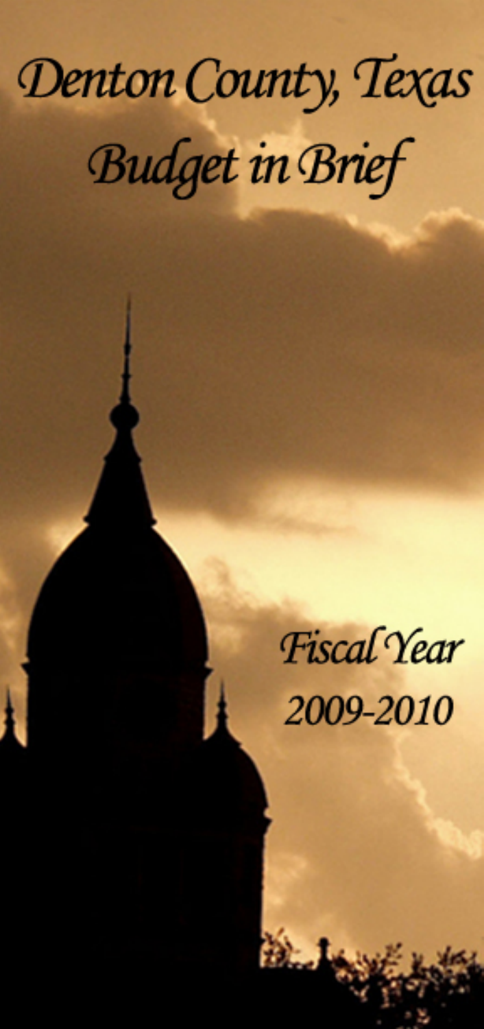# Denton County, Texas
# Budget in Brief

Fiscal Year 2009-2010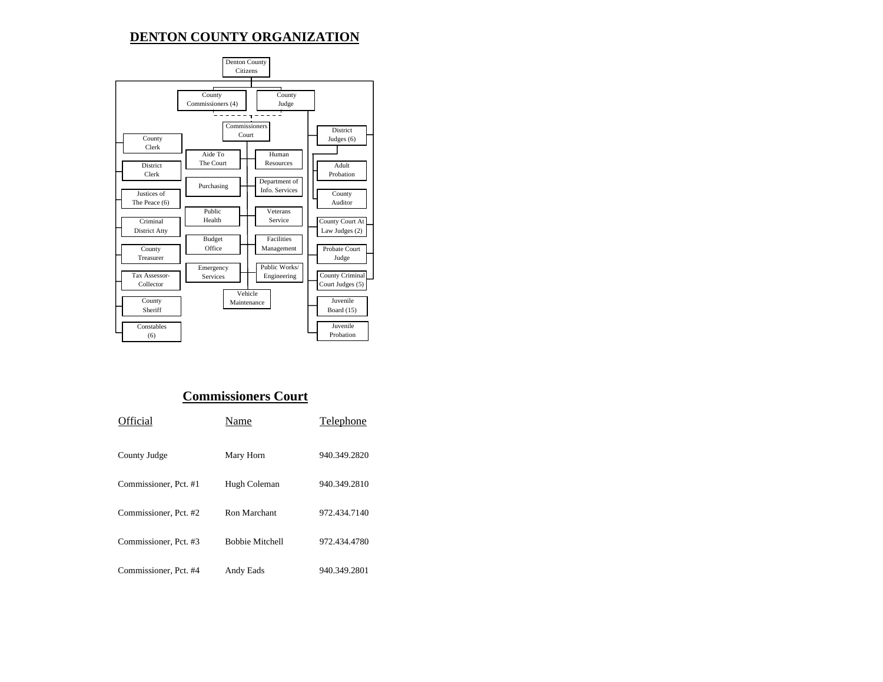# DENTON COUNTY ORGANIZATION

- Denton County Citizens
  - County Commissioners (4)
  - County Judge
    - Commissioners Court
      - Aide To The Court
      - Human Resources
      - Purchasing
      - Department of Info. Services
      - Public Health
      - Veterans Service
      - Budget Office
      - Facilities Management
      - Emergency Services
      - Public Works/ Engineering
      - Vehicle Maintenance
    - Juvenile Board (15)
    - Juvenile Probation
  - County Clerk
  - District Clerk
  - Justices of The Peace (6)
  - Criminal District Atty
  - County Treasurer
  - Tax Assessor-Collector
  - County Sheriff
  - Constables (6)
  - District Judges (6)
    - Adult Probation
    - County Auditor
  - County Court At Law Judges (2)
  - Probate Court Judge
  - County Criminal Court Judges (5)

## Commissioners Court

| Official | Name | Telephone |
|---|---|---|
| County Judge | Mary Horn | 940.349.2820 |
| Commissioner, Pct. #1 | Hugh Coleman | 940.349.2810 |
| Commissioner, Pct. #2 | Ron Marchant | 972.434.7140 |
| Commissioner, Pct. #3 | Bobbie Mitchell | 972.434.4780 |
| Commissioner, Pct. #4 | Andy Eads | 940.349.2801 |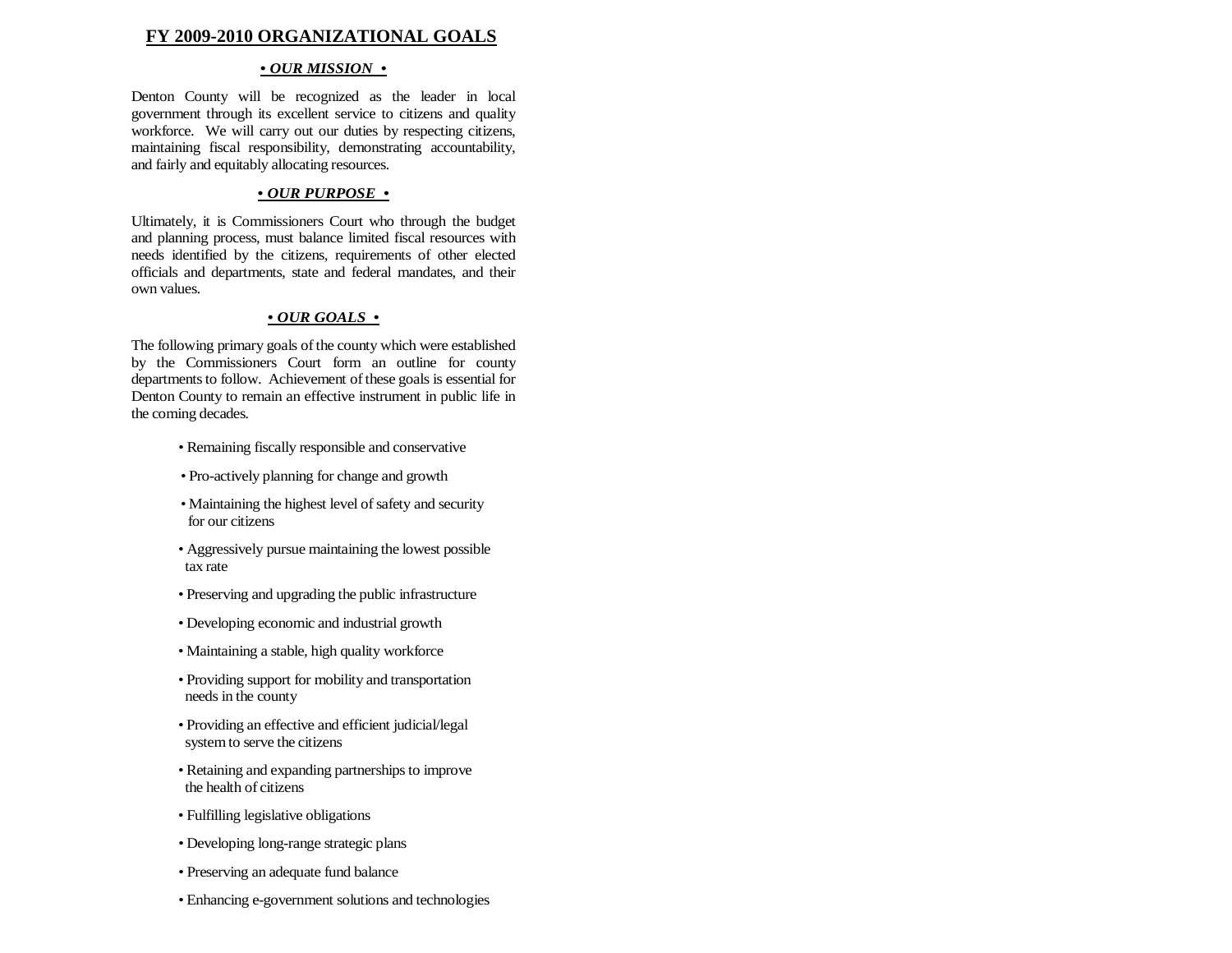# FY 2009-2010 ORGANIZATIONAL GOALS

## *• OUR MISSION •*

Denton County will be recognized as the leader in local government through its excellent service to citizens and quality workforce. We will carry out our duties by respecting citizens, maintaining fiscal responsibility, demonstrating accountability, and fairly and equitably allocating resources.

## *• OUR PURPOSE •*

Ultimately, it is Commissioners Court who through the budget and planning process, must balance limited fiscal resources with needs identified by the citizens, requirements of other elected officials and departments, state and federal mandates, and their own values.

## *• OUR GOALS •*

The following primary goals of the county which were established by the Commissioners Court form an outline for county departments to follow. Achievement of these goals is essential for Denton County to remain an effective instrument in public life in the coming decades.

- Remaining fiscally responsible and conservative
- Pro-actively planning for change and growth
- Maintaining the highest level of safety and security for our citizens
- Aggressively pursue maintaining the lowest possible tax rate
- Preserving and upgrading the public infrastructure
- Developing economic and industrial growth
- Maintaining a stable, high quality workforce
- Providing support for mobility and transportation needs in the county
- Providing an effective and efficient judicial/legal system to serve the citizens
- Retaining and expanding partnerships to improve the health of citizens
- Fulfilling legislative obligations
- Developing long-range strategic plans
- Preserving an adequate fund balance
- Enhancing e-government solutions and technologies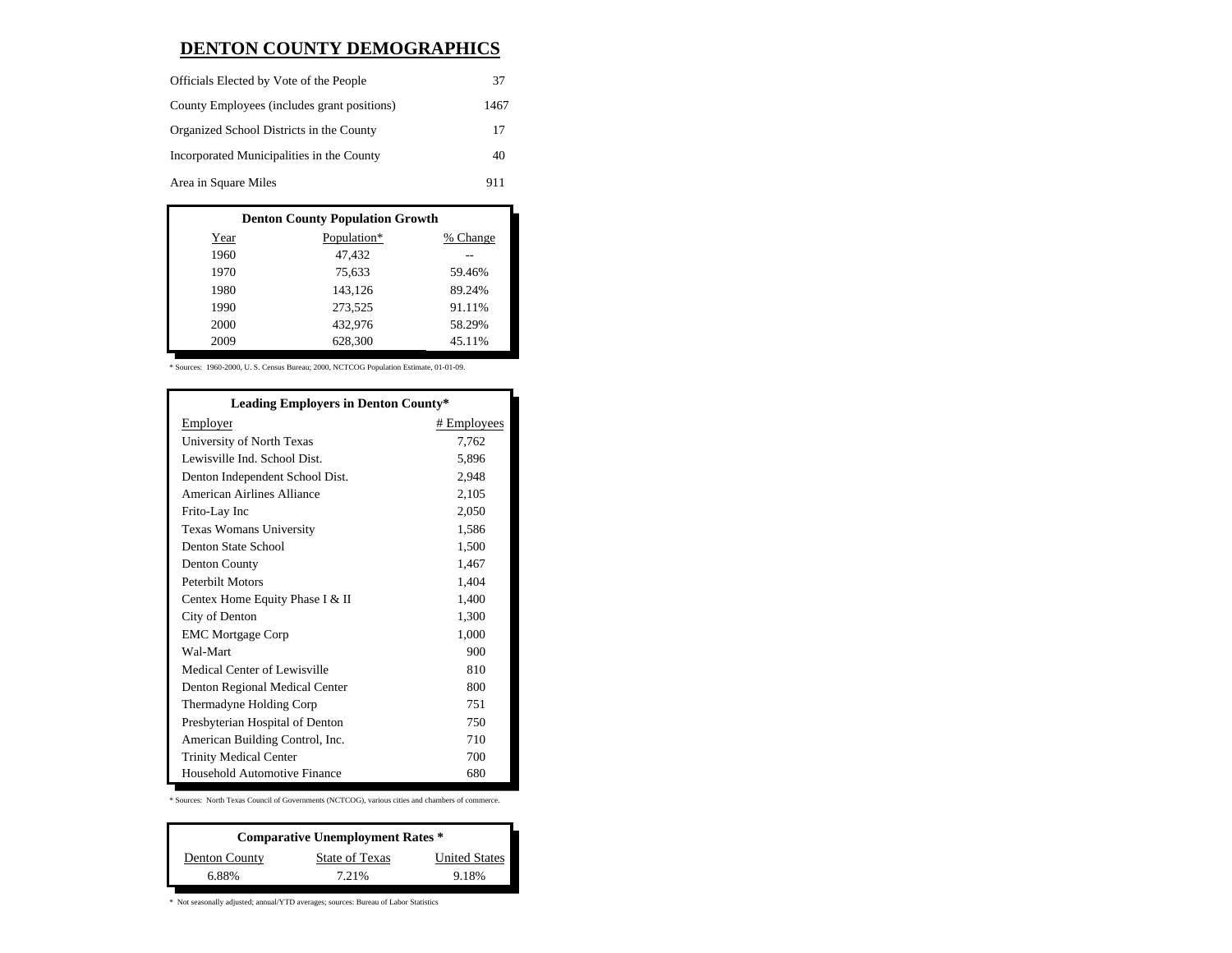# DENTON COUNTY DEMOGRAPHICS

| | |
|---|---|
| Officials Elected by Vote of the People | 37 |
| County Employees (includes grant positions) | 1467 |
| Organized School Districts in the County | 17 |
| Incorporated Municipalities in the County | 40 |
| Area in Square Miles | 911 |

**Denton County Population Growth**

| Year | Population* | % Change |
|---|---|---|
| 1960 | 47,432 | -- |
| 1970 | 75,633 | 59.46% |
| 1980 | 143,126 | 89.24% |
| 1990 | 273,525 | 91.11% |
| 2000 | 432,976 | 58.29% |
| 2009 | 628,300 | 45.11% |

* Sources: 1960-2000, U. S. Census Bureau; 2000, NCTCOG Population Estimate, 01-01-09.

**Leading Employers in Denton County***

| Employer | # Employees |
|---|---|
| University of North Texas | 7,762 |
| Lewisville Ind. School Dist. | 5,896 |
| Denton Independent School Dist. | 2,948 |
| American Airlines Alliance | 2,105 |
| Frito-Lay Inc | 2,050 |
| Texas Womans University | 1,586 |
| Denton State School | 1,500 |
| Denton County | 1,467 |
| Peterbilt Motors | 1,404 |
| Centex Home Equity Phase I & II | 1,400 |
| City of Denton | 1,300 |
| EMC Mortgage Corp | 1,000 |
| Wal-Mart | 900 |
| Medical Center of Lewisville | 810 |
| Denton Regional Medical Center | 800 |
| Thermadyne Holding Corp | 751 |
| Presbyterian Hospital of Denton | 750 |
| American Building Control, Inc. | 710 |
| Trinity Medical Center | 700 |
| Household Automotive Finance | 680 |

* Sources: North Texas Council of Governments (NCTCOG), various cities and chambers of commerce.

**Comparative Unemployment Rates ***

| Denton County | State of Texas | United States |
|---|---|---|
| 6.88% | 7.21% | 9.18% |

* Not seasonally adjusted; annual/YTD averages; sources: Bureau of Labor Statistics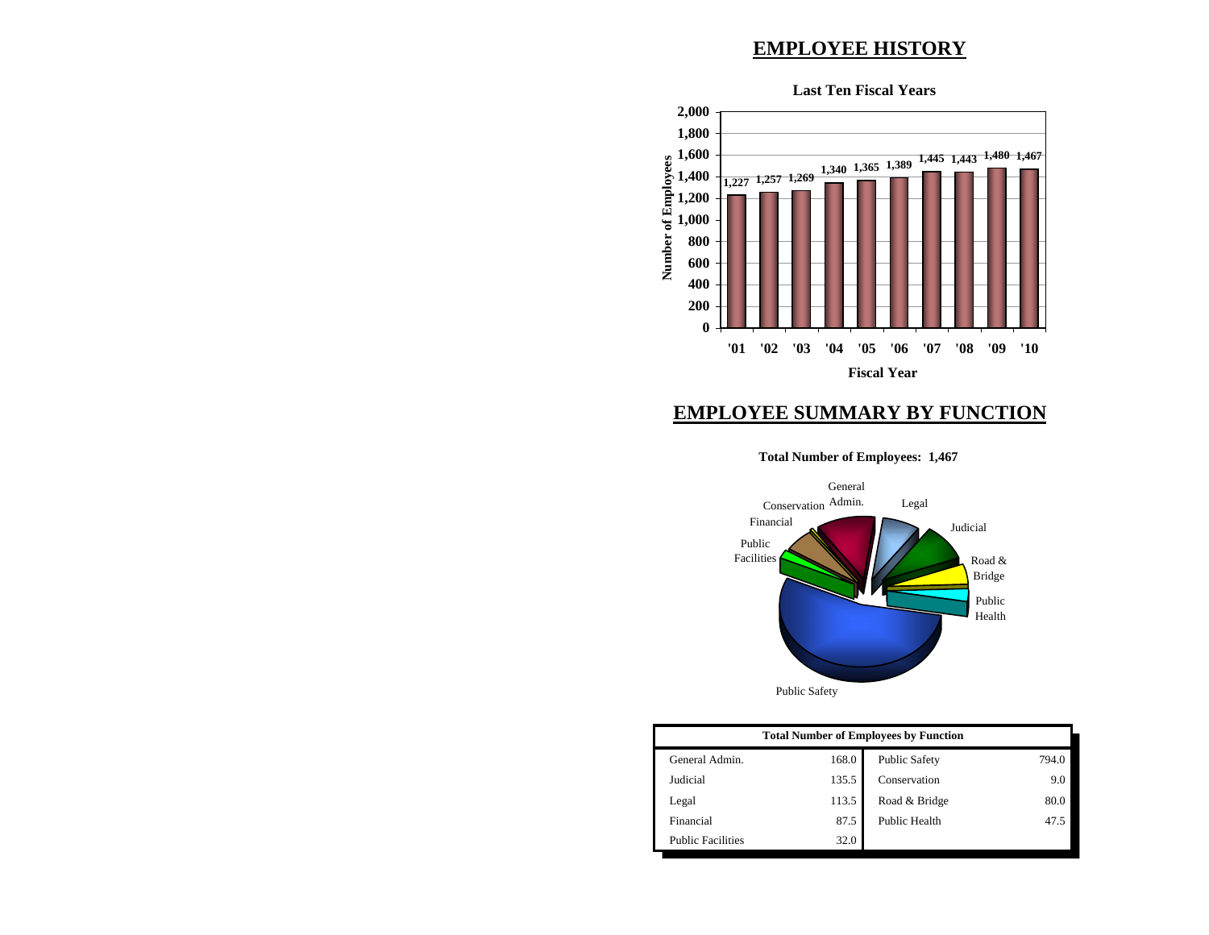# EMPLOYEE HISTORY

**Last Ten Fiscal Years**

| Fiscal Year | '01 | '02 | '03 | '04 | '05 | '06 | '07 | '08 | '09 | '10 |
|---|---|---|---|---|---|---|---|---|---|---|
| Number of Employees | 1,227 | 1,257 | 1,269 | 1,340 | 1,365 | 1,389 | 1,445 | 1,443 | 1,480 | 1,467 |

# EMPLOYEE SUMMARY BY FUNCTION

**Total Number of Employees: 1,467**

| Total Number of Employees by Function | | | |
|---|---|---|---|
| General Admin. | 168.0 | Public Safety | 794.0 |
| Judicial | 135.5 | Conservation | 9.0 |
| Legal | 113.5 | Road & Bridge | 80.0 |
| Financial | 87.5 | Public Health | 47.5 |
| Public Facilities | 32.0 | | |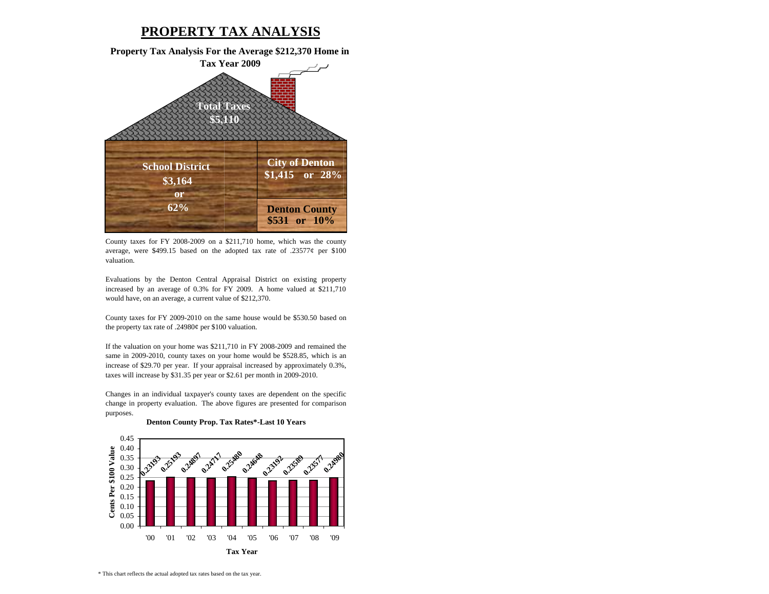# PROPERTY TAX ANALYSIS

**Property Tax Analysis For the Average \$212,370 Home in Tax Year 2009**

**Total Taxes \$5,110**

| School District | City of Denton | Denton County |
|---|---|---|
| \$3,164 or 62% | \$1,415 or 28% | \$531 or 10% |

County taxes for FY 2008-2009 on a \$211,710 home, which was the county average, were \$499.15 based on the adopted tax rate of .23577¢ per \$100 valuation.

Evaluations by the Denton Central Appraisal District on existing property increased by an average of 0.3% for FY 2009. A home valued at \$211,710 would have, on an average, a current value of \$212,370.

County taxes for FY 2009-2010 on the same house would be \$530.50 based on the property tax rate of .24980¢ per \$100 valuation.

If the valuation on your home was \$211,710 in FY 2008-2009 and remained the same in 2009-2010, county taxes on your home would be \$528.85, which is an increase of \$29.70 per year. If your appraisal increased by approximately 0.3%, taxes will increase by \$31.35 per year or \$2.61 per month in 2009-2010.

Changes in an individual taxpayer's county taxes are dependent on the specific change in property evaluation. The above figures are presented for comparison purposes.

**Denton County Prop. Tax Rates*-Last 10 Years**

| Tax Year | Cents Per \$100 Value |
|---|---|
| '00 | 0.23193 |
| '01 | 0.25193 |
| '02 | 0.24897 |
| '03 | 0.24717 |
| '04 | 0.25480 |
| '05 | 0.24648 |
| '06 | 0.23192 |
| '07 | 0.23589 |
| '08 | 0.23577 |
| '09 | 0.24980 |

* This chart reflects the actual adopted tax rates based on the tax year.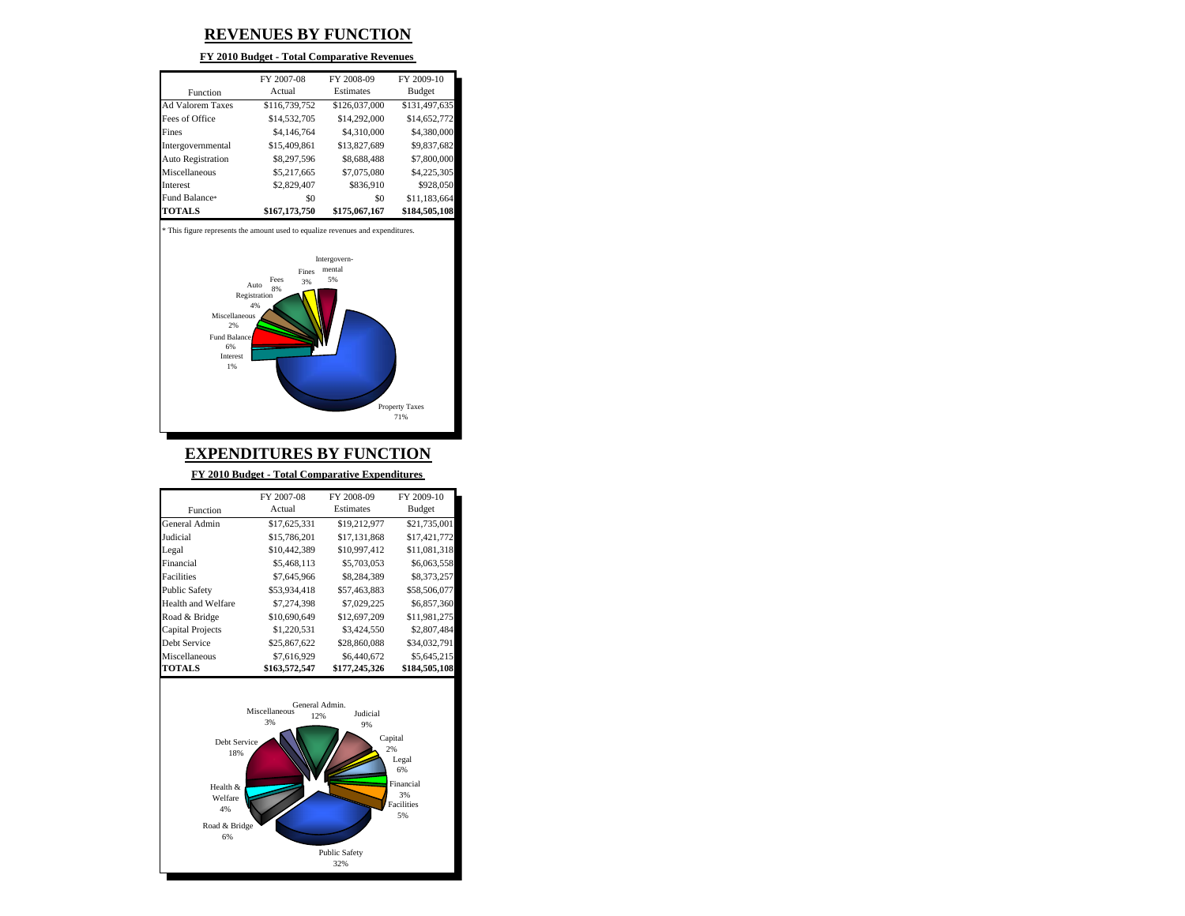# REVENUES BY FUNCTION

**FY 2010 Budget - Total Comparative Revenues**

| Function | FY 2007-08 Actual | FY 2008-09 Estimates | FY 2009-10 Budget |
|---|---|---|---|
| Ad Valorem Taxes | $116,739,752 | $126,037,000 | $131,497,635 |
| Fees of Office | $14,532,705 | $14,292,000 | $14,652,772 |
| Fines | $4,146,764 | $4,310,000 | $4,380,000 |
| Intergovernmental | $15,409,861 | $13,827,689 | $9,837,682 |
| Auto Registration | $8,297,596 | $8,688,488 | $7,800,000 |
| Miscellaneous | $5,217,665 | $7,075,080 | $4,225,305 |
| Interest | $2,829,407 | $836,910 | $928,050 |
| Fund Balance* | $0 | $0 | $11,183,664 |
| **TOTALS** | **$167,173,750** | **$175,067,167** | **$184,505,108** |

* This figure represents the amount used to equalize revenues and expenditures.

Intergovernmental 5%, Fines 3%, Fees 8%, Auto Registration 4%, Miscellaneous 2%, Fund Balance 6%, Interest 1%, Property Taxes 71%

# EXPENDITURES BY FUNCTION

**FY 2010 Budget - Total Comparative Expenditures**

| Function | FY 2007-08 Actual | FY 2008-09 Estimates | FY 2009-10 Budget |
|---|---|---|---|
| General Admin | $17,625,331 | $19,212,977 | $21,735,001 |
| Judicial | $15,786,201 | $17,131,868 | $17,421,772 |
| Legal | $10,442,389 | $10,997,412 | $11,081,318 |
| Financial | $5,468,113 | $5,703,053 | $6,063,558 |
| Facilities | $7,645,966 | $8,284,389 | $8,373,257 |
| Public Safety | $53,934,418 | $57,463,883 | $58,506,077 |
| Health and Welfare | $7,274,398 | $7,029,225 | $6,857,360 |
| Road & Bridge | $10,690,649 | $12,697,209 | $11,981,275 |
| Capital Projects | $1,220,531 | $3,424,550 | $2,807,484 |
| Debt Service | $25,867,622 | $28,860,088 | $34,032,791 |
| Miscellaneous | $7,616,929 | $6,440,672 | $5,645,215 |
| **TOTALS** | **$163,572,547** | **$177,245,326** | **$184,505,108** |

Miscellaneous 3%, General Admin. 12%, Judicial 9%, Capital 2%, Legal 6%, Financial 3%, Facilities 5%, Public Safety 32%, Road & Bridge 6%, Health & Welfare 4%, Debt Service 18%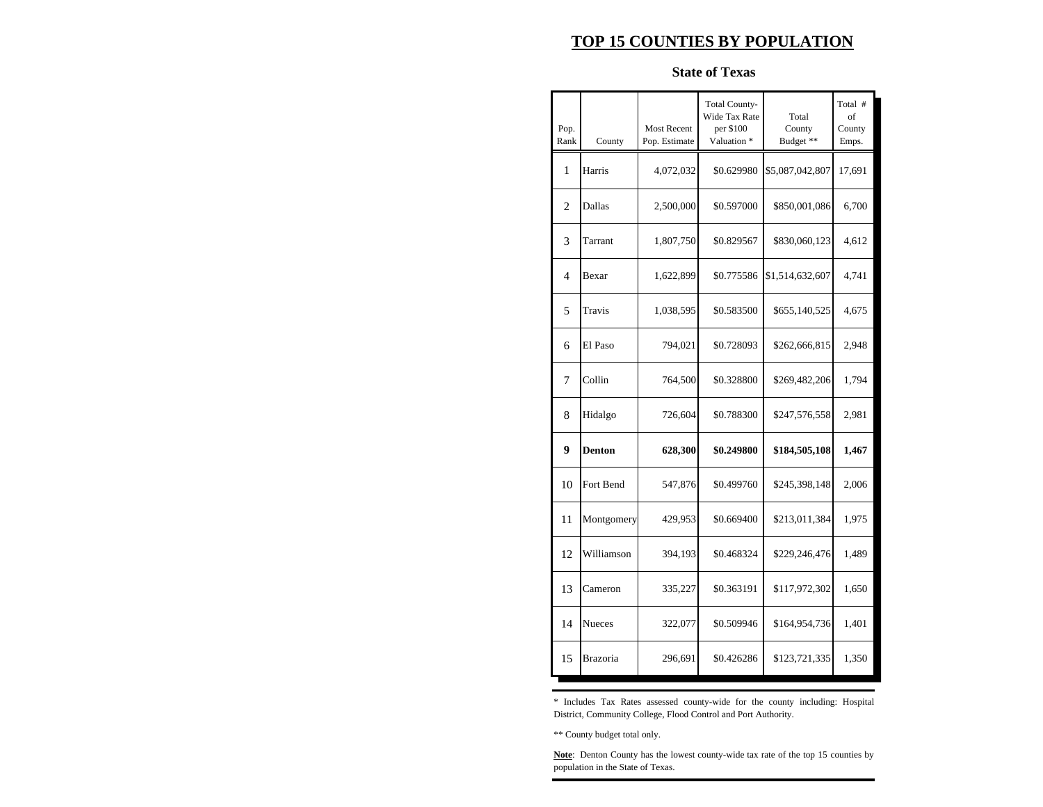# TOP 15 COUNTIES BY POPULATION

## State of Texas

| Pop. Rank | County | Most Recent Pop. Estimate | Total County-Wide Tax Rate per $100 Valuation * | Total County Budget ** | Total # of County Emps. |
|---|---|---|---|---|---|
| 1 | Harris | 4,072,032 | $0.629980 | $5,087,042,807 | 17,691 |
| 2 | Dallas | 2,500,000 | $0.597000 | $850,001,086 | 6,700 |
| 3 | Tarrant | 1,807,750 | $0.829567 | $830,060,123 | 4,612 |
| 4 | Bexar | 1,622,899 | $0.775586 | $1,514,632,607 | 4,741 |
| 5 | Travis | 1,038,595 | $0.583500 | $655,140,525 | 4,675 |
| 6 | El Paso | 794,021 | $0.728093 | $262,666,815 | 2,948 |
| 7 | Collin | 764,500 | $0.328800 | $269,482,206 | 1,794 |
| 8 | Hidalgo | 726,604 | $0.788300 | $247,576,558 | 2,981 |
| **9** | **Denton** | **628,300** | **$0.249800** | **$184,505,108** | **1,467** |
| 10 | Fort Bend | 547,876 | $0.499760 | $245,398,148 | 2,006 |
| 11 | Montgomery | 429,953 | $0.669400 | $213,011,384 | 1,975 |
| 12 | Williamson | 394,193 | $0.468324 | $229,246,476 | 1,489 |
| 13 | Cameron | 335,227 | $0.363191 | $117,972,302 | 1,650 |
| 14 | Nueces | 322,077 | $0.509946 | $164,954,736 | 1,401 |
| 15 | Brazoria | 296,691 | $0.426286 | $123,721,335 | 1,350 |

* Includes Tax Rates assessed county-wide for the county including: Hospital District, Community College, Flood Control and Port Authority.

** County budget total only.

**Note**: Denton County has the lowest county-wide tax rate of the top 15 counties by population in the State of Texas.